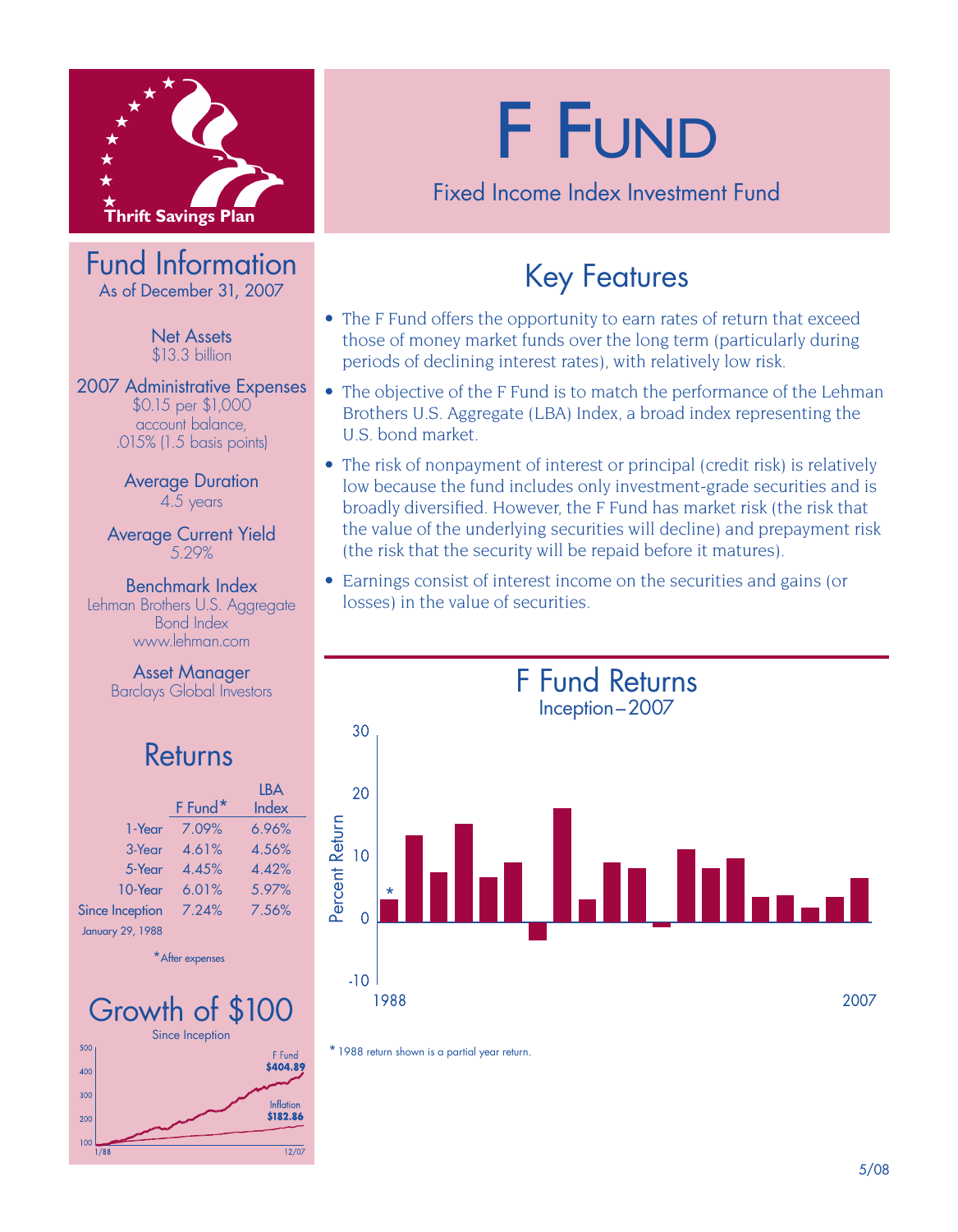Thrift Savings Plan

# F Fund

Fixed Income Index Investment Fund

## Fund Information

As of December 31, 2007

**Net Assets**
$13.3 billion

**2007 Administrative Expenses**
$0.15 per $1,000 account balance, .015% (1.5 basis points)

**Average Duration**
4.5 years

**Average Current Yield**
5.29%

**Benchmark Index**
Lehman Brothers U.S. Aggregate Bond Index
www.lehman.com

**Asset Manager**
Barclays Global Investors

## Returns

| | F Fund* | LBA Index |
|---|---|---|
| 1-Year | 7.09% | 6.96% |
| 3-Year | 4.61% | 4.56% |
| 5-Year | 4.45% | 4.42% |
| 10-Year | 6.01% | 5.97% |
| Since Inception January 29, 1988 | 7.24% | 7.56% |

*After expenses

## Growth of $100

Since Inception

500
400
300
200
100
1/88
12/07
F Fund $404.89
Inflation $182.86

## Key Features

- The F Fund offers the opportunity to earn rates of return that exceed those of money market funds over the long term (particularly during periods of declining interest rates), with relatively low risk.
- The objective of the F Fund is to match the performance of the Lehman Brothers U.S. Aggregate (LBA) Index, a broad index representing the U.S. bond market.
- The risk of nonpayment of interest or principal (credit risk) is relatively low because the fund includes only investment-grade securities and is broadly diversified. However, the F Fund has market risk (the risk that the value of the underlying securities will decline) and prepayment risk (the risk that the security will be repaid before it matures).
- Earnings consist of interest income on the securities and gains (or losses) in the value of securities.

## F Fund Returns

Inception–2007

Percent Return
30
20
10
0
-10
1988
2007
*

* 1988 return shown is a partial year return.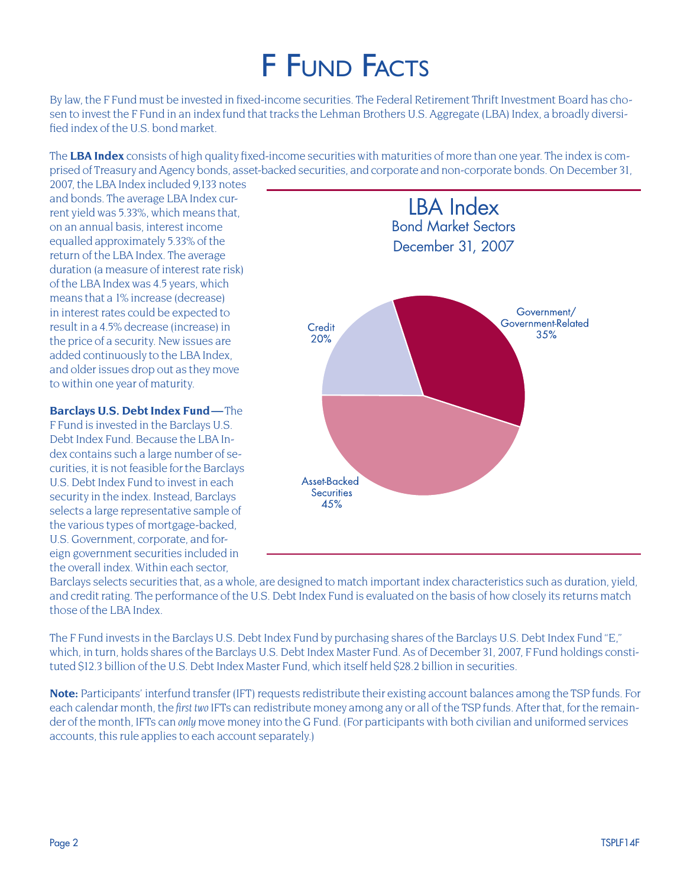# F Fund Facts

By law, the F Fund must be invested in fixed-income securities. The Federal Retirement Thrift Investment Board has chosen to invest the F Fund in an index fund that tracks the Lehman Brothers U.S. Aggregate (LBA) Index, a broadly diversified index of the U.S. bond market.

The **LBA Index** consists of high quality fixed-income securities with maturities of more than one year. The index is comprised of Treasury and Agency bonds, asset-backed securities, and corporate and non-corporate bonds. On December 31, 2007, the LBA Index included 9,133 notes and bonds. The average LBA Index current yield was 5.33%, which means that, on an annual basis, interest income equalled approximately 5.33% of the return of the LBA Index. The average duration (a measure of interest rate risk) of the LBA Index was 4.5 years, which means that a 1% increase (decrease) in interest rates could be expected to result in a 4.5% decrease (increase) in the price of a security. New issues are added continuously to the LBA Index, and older issues drop out as they move to within one year of maturity.

LBA Index
Bond Market Sectors
December 31, 2007

Government/Government-Related
35%

Asset-Backed Securities
45%

Credit
20%

**Barclays U.S. Debt Index Fund**—The F Fund is invested in the Barclays U.S. Debt Index Fund. Because the LBA Index contains such a large number of securities, it is not feasible for the Barclays U.S. Debt Index Fund to invest in each security in the index. Instead, Barclays selects a large representative sample of the various types of mortgage-backed, U.S. Government, corporate, and foreign government securities included in the overall index. Within each sector, Barclays selects securities that, as a whole, are designed to match important index characteristics such as duration, yield, and credit rating. The performance of the U.S. Debt Index Fund is evaluated on the basis of how closely its returns match those of the LBA Index.

The F Fund invests in the Barclays U.S. Debt Index Fund by purchasing shares of the Barclays U.S. Debt Index Fund "E," which, in turn, holds shares of the Barclays U.S. Debt Index Master Fund. As of December 31, 2007, F Fund holdings constituted $12.3 billion of the U.S. Debt Index Master Fund, which itself held $28.2 billion in securities.

**Note:** Participants' interfund transfer (IFT) requests redistribute their existing account balances among the TSP funds. For each calendar month, the *first two* IFTs can redistribute money among any or all of the TSP funds. After that, for the remainder of the month, IFTs can *only* move money into the G Fund. (For participants with both civilian and uniformed services accounts, this rule applies to each account separately.)